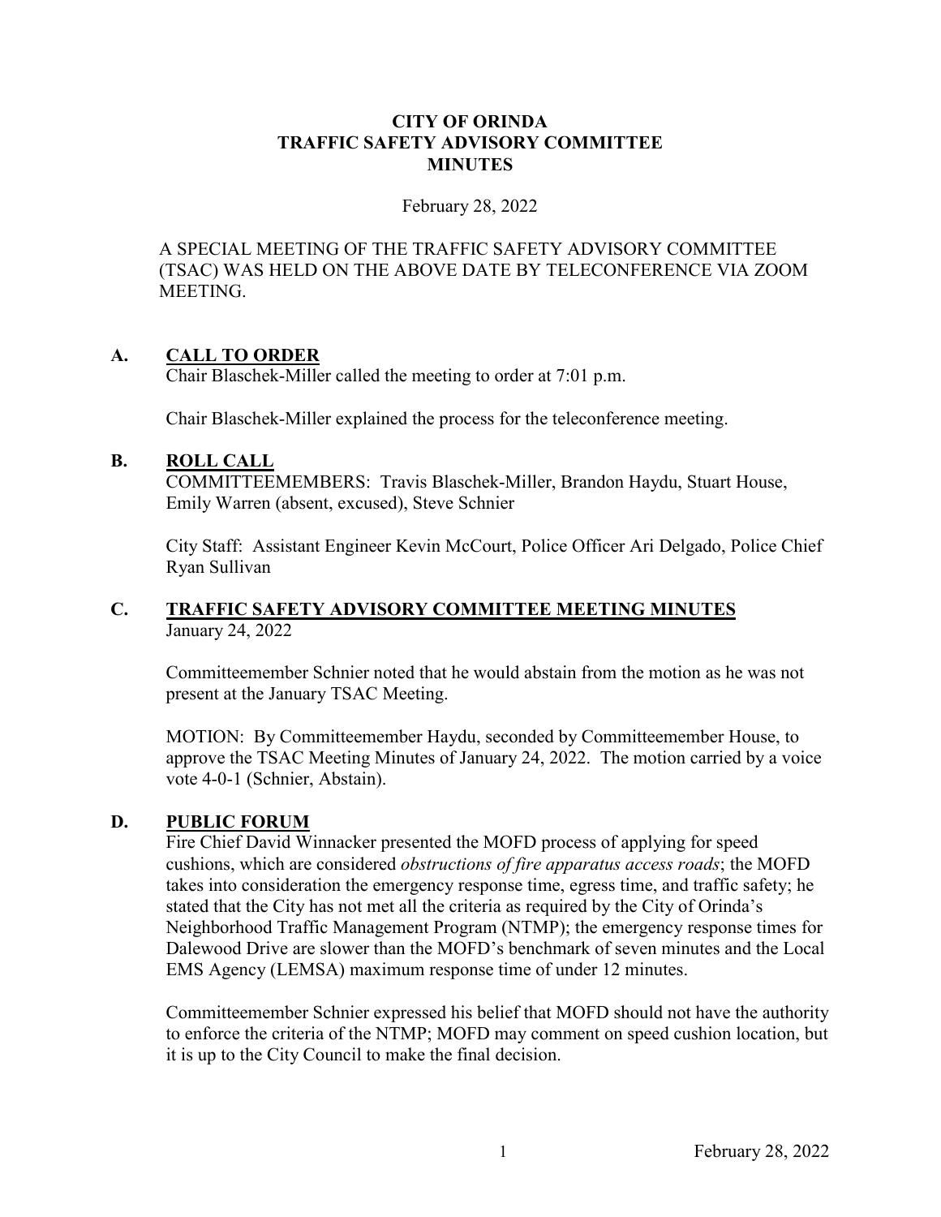**CITY OF ORINDA**
**TRAFFIC SAFETY ADVISORY COMMITTEE**
**MINUTES**

February 28, 2022

A SPECIAL MEETING OF THE TRAFFIC SAFETY ADVISORY COMMITTEE (TSAC) WAS HELD ON THE ABOVE DATE BY TELECONFERENCE VIA ZOOM MEETING.

## A. CALL TO ORDER

Chair Blaschek-Miller called the meeting to order at 7:01 p.m.

Chair Blaschek-Miller explained the process for the teleconference meeting.

## B. ROLL CALL

COMMITTEEMEMBERS: Travis Blaschek-Miller, Brandon Haydu, Stuart House, Emily Warren (absent, excused), Steve Schnier

City Staff: Assistant Engineer Kevin McCourt, Police Officer Ari Delgado, Police Chief Ryan Sullivan

## C. TRAFFIC SAFETY ADVISORY COMMITTEE MEETING MINUTES

January 24, 2022

Committeemember Schnier noted that he would abstain from the motion as he was not present at the January TSAC Meeting.

MOTION: By Committeemember Haydu, seconded by Committeemember House, to approve the TSAC Meeting Minutes of January 24, 2022. The motion carried by a voice vote 4-0-1 (Schnier, Abstain).

## D. PUBLIC FORUM

Fire Chief David Winnacker presented the MOFD process of applying for speed cushions, which are considered *obstructions of fire apparatus access roads*; the MOFD takes into consideration the emergency response time, egress time, and traffic safety; he stated that the City has not met all the criteria as required by the City of Orinda's Neighborhood Traffic Management Program (NTMP); the emergency response times for Dalewood Drive are slower than the MOFD's benchmark of seven minutes and the Local EMS Agency (LEMSA) maximum response time of under 12 minutes.

Committeemember Schnier expressed his belief that MOFD should not have the authority to enforce the criteria of the NTMP; MOFD may comment on speed cushion location, but it is up to the City Council to make the final decision.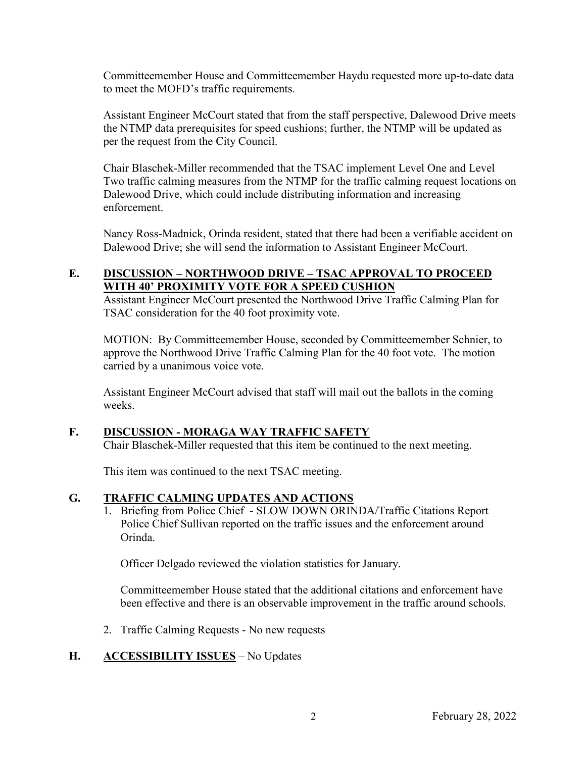Committeemember House and Committeemember Haydu requested more up-to-date data to meet the MOFD's traffic requirements.

Assistant Engineer McCourt stated that from the staff perspective, Dalewood Drive meets the NTMP data prerequisites for speed cushions; further, the NTMP will be updated as per the request from the City Council.

Chair Blaschek-Miller recommended that the TSAC implement Level One and Level Two traffic calming measures from the NTMP for the traffic calming request locations on Dalewood Drive, which could include distributing information and increasing enforcement.

Nancy Ross-Madnick, Orinda resident, stated that there had been a verifiable accident on Dalewood Drive; she will send the information to Assistant Engineer McCourt.

## E. **DISCUSSION – NORTHWOOD DRIVE – TSAC APPROVAL TO PROCEED WITH 40' PROXIMITY VOTE FOR A SPEED CUSHION**

Assistant Engineer McCourt presented the Northwood Drive Traffic Calming Plan for TSAC consideration for the 40 foot proximity vote.

MOTION: By Committeemember House, seconded by Committeemember Schnier, to approve the Northwood Drive Traffic Calming Plan for the 40 foot vote. The motion carried by a unanimous voice vote.

Assistant Engineer McCourt advised that staff will mail out the ballots in the coming weeks.

## F. **DISCUSSION - MORAGA WAY TRAFFIC SAFETY**

Chair Blaschek-Miller requested that this item be continued to the next meeting.

This item was continued to the next TSAC meeting.

## G. **TRAFFIC CALMING UPDATES AND ACTIONS**

1. Briefing from Police Chief - SLOW DOWN ORINDA/Traffic Citations Report
   Police Chief Sullivan reported on the traffic issues and the enforcement around Orinda.

   Officer Delgado reviewed the violation statistics for January.

   Committeemember House stated that the additional citations and enforcement have been effective and there is an observable improvement in the traffic around schools.

2. Traffic Calming Requests - No new requests

## H. **ACCESSIBILITY ISSUES** – No Updates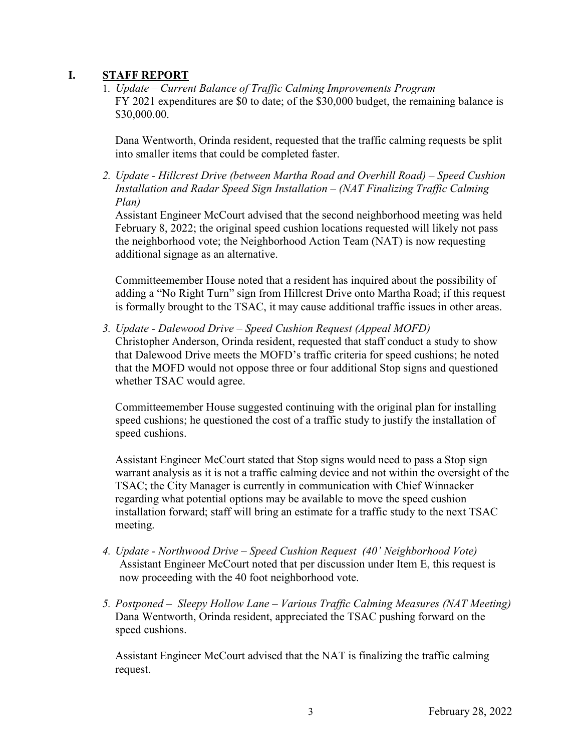## I. **STAFF REPORT**

1. *Update – Current Balance of Traffic Calming Improvements Program*
   FY 2021 expenditures are $0 to date; of the $30,000 budget, the remaining balance is $30,000.00.

   Dana Wentworth, Orinda resident, requested that the traffic calming requests be split into smaller items that could be completed faster.

2. *Update - Hillcrest Drive (between Martha Road and Overhill Road) – Speed Cushion Installation and Radar Speed Sign Installation – (NAT Finalizing Traffic Calming Plan)*
   Assistant Engineer McCourt advised that the second neighborhood meeting was held February 8, 2022; the original speed cushion locations requested will likely not pass the neighborhood vote; the Neighborhood Action Team (NAT) is now requesting additional signage as an alternative.

   Committeemember House noted that a resident has inquired about the possibility of adding a "No Right Turn" sign from Hillcrest Drive onto Martha Road; if this request is formally brought to the TSAC, it may cause additional traffic issues in other areas.

3. *Update - Dalewood Drive – Speed Cushion Request (Appeal MOFD)*
   Christopher Anderson, Orinda resident, requested that staff conduct a study to show that Dalewood Drive meets the MOFD's traffic criteria for speed cushions; he noted that the MOFD would not oppose three or four additional Stop signs and questioned whether TSAC would agree.

   Committeemember House suggested continuing with the original plan for installing speed cushions; he questioned the cost of a traffic study to justify the installation of speed cushions.

   Assistant Engineer McCourt stated that Stop signs would need to pass a Stop sign warrant analysis as it is not a traffic calming device and not within the oversight of the TSAC; the City Manager is currently in communication with Chief Winnacker regarding what potential options may be available to move the speed cushion installation forward; staff will bring an estimate for a traffic study to the next TSAC meeting.

4. *Update - Northwood Drive – Speed Cushion Request (40' Neighborhood Vote)*
   Assistant Engineer McCourt noted that per discussion under Item E, this request is now proceeding with the 40 foot neighborhood vote.

5. *Postponed – Sleepy Hollow Lane – Various Traffic Calming Measures (NAT Meeting)*
   Dana Wentworth, Orinda resident, appreciated the TSAC pushing forward on the speed cushions.

   Assistant Engineer McCourt advised that the NAT is finalizing the traffic calming request.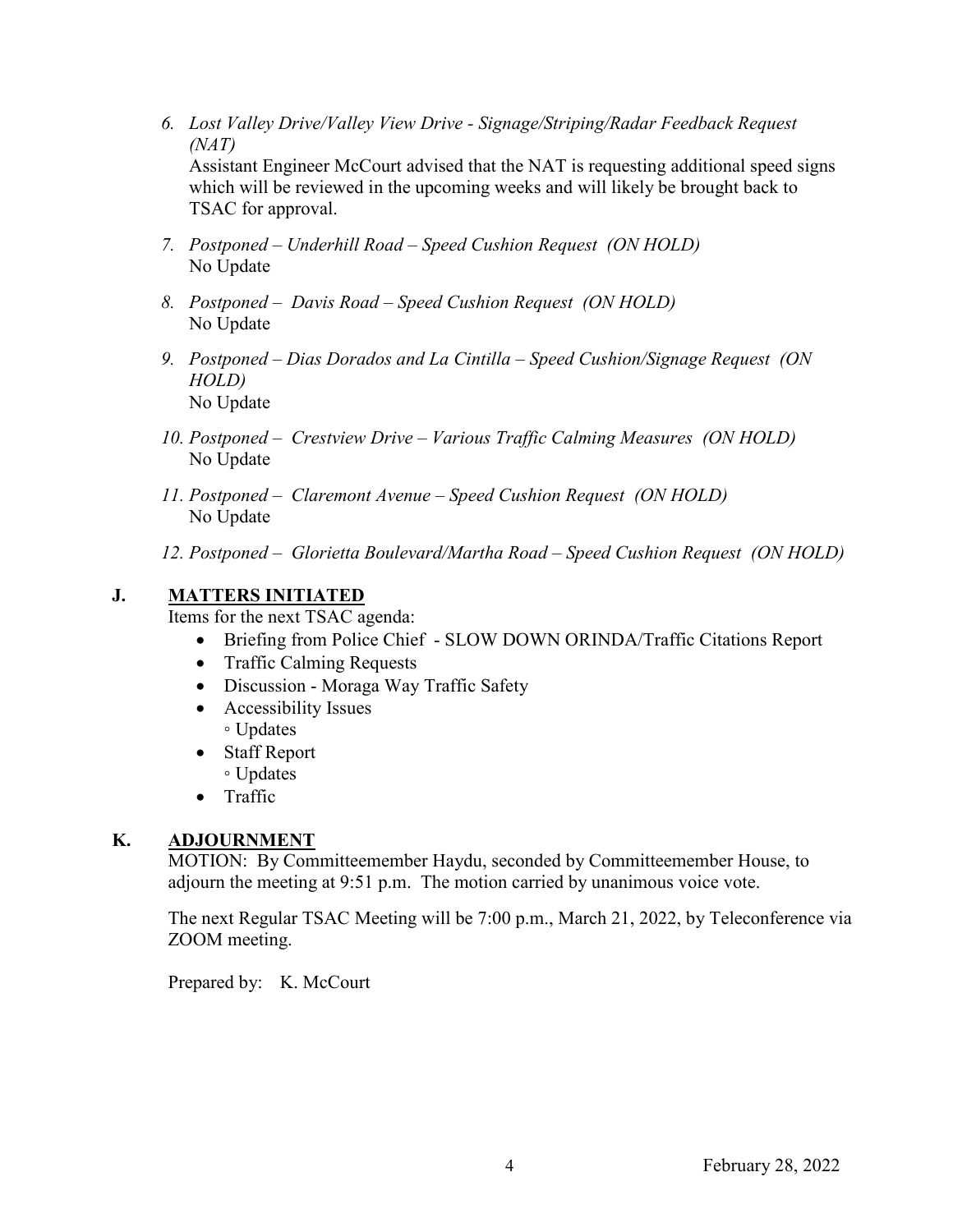6. *Lost Valley Drive/Valley View Drive - Signage/Striping/Radar Feedback Request (NAT)*
   Assistant Engineer McCourt advised that the NAT is requesting additional speed signs which will be reviewed in the upcoming weeks and will likely be brought back to TSAC for approval.

7. *Postponed – Underhill Road – Speed Cushion Request (ON HOLD)*
   No Update

8. *Postponed – Davis Road – Speed Cushion Request (ON HOLD)*
   No Update

9. *Postponed – Dias Dorados and La Cintilla – Speed Cushion/Signage Request (ON HOLD)*
   No Update

10. *Postponed – Crestview Drive – Various Traffic Calming Measures (ON HOLD)*
    No Update

11. *Postponed – Claremont Avenue – Speed Cushion Request (ON HOLD)*
    No Update

12. *Postponed – Glorietta Boulevard/Martha Road – Speed Cushion Request (ON HOLD)*

## J. MATTERS INITIATED

Items for the next TSAC agenda:

- Briefing from Police Chief - SLOW DOWN ORINDA/Traffic Citations Report
- Traffic Calming Requests
- Discussion - Moraga Way Traffic Safety
- Accessibility Issues
  - Updates
- Staff Report
  - Updates
- Traffic

## K. ADJOURNMENT

MOTION: By Committeemember Haydu, seconded by Committeemember House, to adjourn the meeting at 9:51 p.m. The motion carried by unanimous voice vote.

The next Regular TSAC Meeting will be 7:00 p.m., March 21, 2022, by Teleconference via ZOOM meeting.

Prepared by: K. McCourt